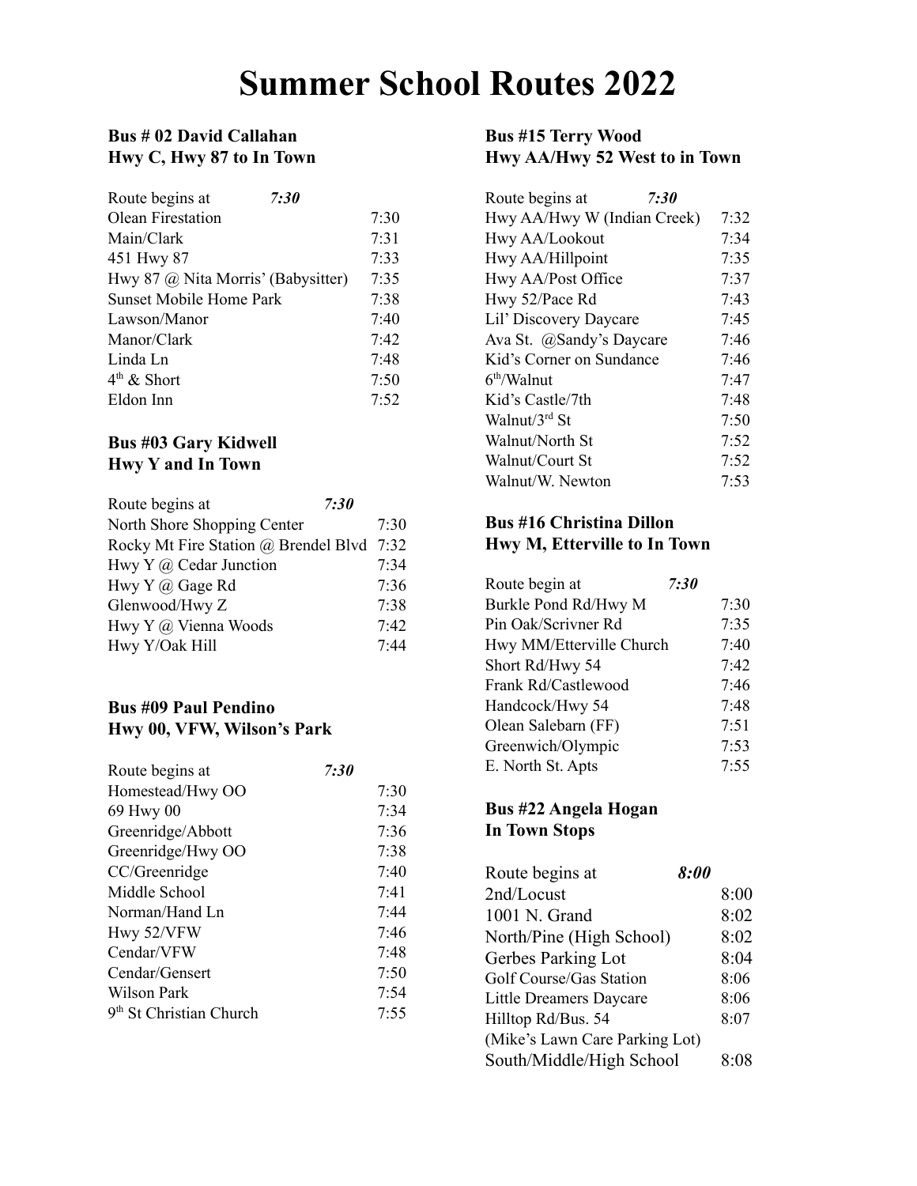# Summer School Routes 2022

### Bus # 02 David Callahan
### Hwy C, Hwy 87 to In Town

| Route begins at *7:30* | |
|---|---|
| Olean Firestation | 7:30 |
| Main/Clark | 7:31 |
| 451 Hwy 87 | 7:33 |
| Hwy 87 @ Nita Morris' (Babysitter) | 7:35 |
| Sunset Mobile Home Park | 7:38 |
| Lawson/Manor | 7:40 |
| Manor/Clark | 7:42 |
| Linda Ln | 7:48 |
| 4th & Short | 7:50 |
| Eldon Inn | 7:52 |

### Bus #03 Gary Kidwell
### Hwy Y and In Town

| Route begins at *7:30* | |
|---|---|
| North Shore Shopping Center | 7:30 |
| Rocky Mt Fire Station @ Brendel Blvd | 7:32 |
| Hwy Y @ Cedar Junction | 7:34 |
| Hwy Y @ Gage Rd | 7:36 |
| Glenwood/Hwy Z | 7:38 |
| Hwy Y @ Vienna Woods | 7:42 |
| Hwy Y/Oak Hill | 7:44 |

### Bus #09 Paul Pendino
### Hwy 00, VFW, Wilson's Park

| Route begins at *7:30* | |
|---|---|
| Homestead/Hwy OO | 7:30 |
| 69 Hwy 00 | 7:34 |
| Greenridge/Abbott | 7:36 |
| Greenridge/Hwy OO | 7:38 |
| CC/Greenridge | 7:40 |
| Middle School | 7:41 |
| Norman/Hand Ln | 7:44 |
| Hwy 52/VFW | 7:46 |
| Cendar/VFW | 7:48 |
| Cendar/Gensert | 7:50 |
| Wilson Park | 7:54 |
| 9th St Christian Church | 7:55 |

### Bus #15 Terry Wood
### Hwy AA/Hwy 52 West to in Town

| Route begins at *7:30* | |
|---|---|
| Hwy AA/Hwy W (Indian Creek) | 7:32 |
| Hwy AA/Lookout | 7:34 |
| Hwy AA/Hillpoint | 7:35 |
| Hwy AA/Post Office | 7:37 |
| Hwy 52/Pace Rd | 7:43 |
| Lil' Discovery Daycare | 7:45 |
| Ava St. @Sandy's Daycare | 7:46 |
| Kid's Corner on Sundance | 7:46 |
| 6th/Walnut | 7:47 |
| Kid's Castle/7th | 7:48 |
| Walnut/3rd St | 7:50 |
| Walnut/North St | 7:52 |
| Walnut/Court St | 7:52 |
| Walnut/W. Newton | 7:53 |

### Bus #16 Christina Dillon
### Hwy M, Etterville to In Town

| Route begin at *7:30* | |
|---|---|
| Burkle Pond Rd/Hwy M | 7:30 |
| Pin Oak/Scrivner Rd | 7:35 |
| Hwy MM/Etterville Church | 7:40 |
| Short Rd/Hwy 54 | 7:42 |
| Frank Rd/Castlewood | 7:46 |
| Handcock/Hwy 54 | 7:48 |
| Olean Salebarn (FF) | 7:51 |
| Greenwich/Olympic | 7:53 |
| E. North St. Apts | 7:55 |

### Bus #22 Angela Hogan
### In Town Stops

| Route begins at *8:00* | |
|---|---|
| 2nd/Locust | 8:00 |
| 1001 N. Grand | 8:02 |
| North/Pine (High School) | 8:02 |
| Gerbes Parking Lot | 8:04 |
| Golf Course/Gas Station | 8:06 |
| Little Dreamers Daycare | 8:06 |
| Hilltop Rd/Bus. 54 (Mike's Lawn Care Parking Lot) | 8:07 |
| South/Middle/High School | 8:08 |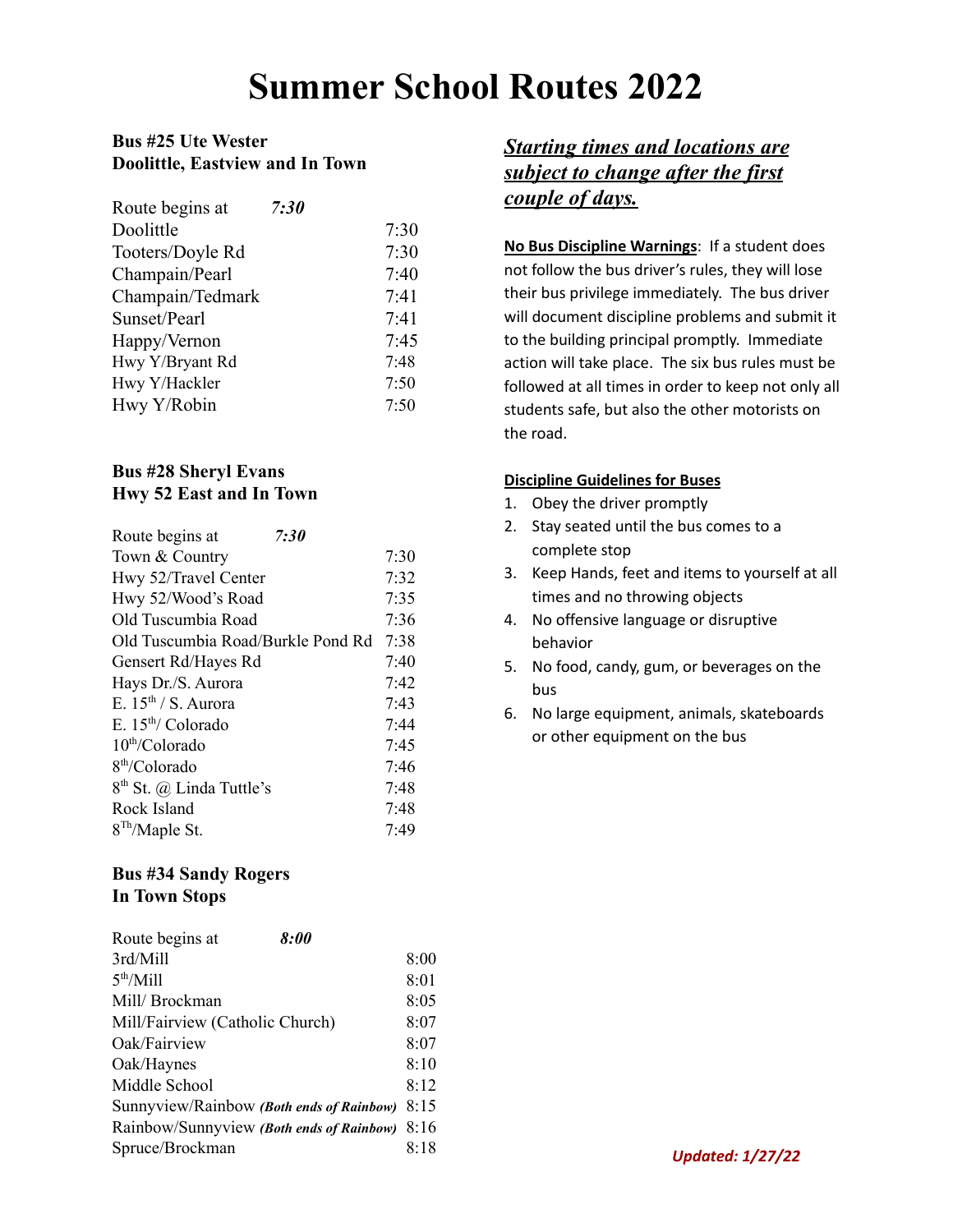# Summer School Routes 2022

**Bus #25 Ute Wester**
**Doolittle, Eastview and In Town**

| Route begins at ***7:30*** | |
|---|---|
| Doolittle | 7:30 |
| Tooters/Doyle Rd | 7:30 |
| Champain/Pearl | 7:40 |
| Champain/Tedmark | 7:41 |
| Sunset/Pearl | 7:41 |
| Happy/Vernon | 7:45 |
| Hwy Y/Bryant Rd | 7:48 |
| Hwy Y/Hackler | 7:50 |
| Hwy Y/Robin | 7:50 |

**Bus #28 Sheryl Evans**
**Hwy 52 East and In Town**

| Route begins at ***7:30*** | |
|---|---|
| Town & Country | 7:30 |
| Hwy 52/Travel Center | 7:32 |
| Hwy 52/Wood's Road | 7:35 |
| Old Tuscumbia Road | 7:36 |
| Old Tuscumbia Road/Burkle Pond Rd | 7:38 |
| Gensert Rd/Hayes Rd | 7:40 |
| Hays Dr./S. Aurora | 7:42 |
| E. 15th / S. Aurora | 7:43 |
| E. 15th/ Colorado | 7:44 |
| 10th/Colorado | 7:45 |
| 8th/Colorado | 7:46 |
| 8th St. @ Linda Tuttle's | 7:48 |
| Rock Island | 7:48 |
| 8Th/Maple St. | 7:49 |

**Bus #34 Sandy Rogers**
**In Town Stops**

| Route begins at ***8:00*** | |
|---|---|
| 3rd/Mill | 8:00 |
| 5th/Mill | 8:01 |
| Mill/ Brockman | 8:05 |
| Mill/Fairview (Catholic Church) | 8:07 |
| Oak/Fairview | 8:07 |
| Oak/Haynes | 8:10 |
| Middle School | 8:12 |
| Sunnyview/Rainbow ***(Both ends of Rainbow)*** | 8:15 |
| Rainbow/Sunnyview ***(Both ends of Rainbow)*** | 8:16 |
| Spruce/Brockman | 8:18 |

***Starting times and locations are subject to change after the first couple of days.***

**No Bus Discipline Warnings**: If a student does not follow the bus driver's rules, they will lose their bus privilege immediately. The bus driver will document discipline problems and submit it to the building principal promptly. Immediate action will take place. The six bus rules must be followed at all times in order to keep not only all students safe, but also the other motorists on the road.

**Discipline Guidelines for Buses**

1. Obey the driver promptly
2. Stay seated until the bus comes to a complete stop
3. Keep Hands, feet and items to yourself at all times and no throwing objects
4. No offensive language or disruptive behavior
5. No food, candy, gum, or beverages on the bus
6. No large equipment, animals, skateboards or other equipment on the bus

***Updated: 1/27/22***